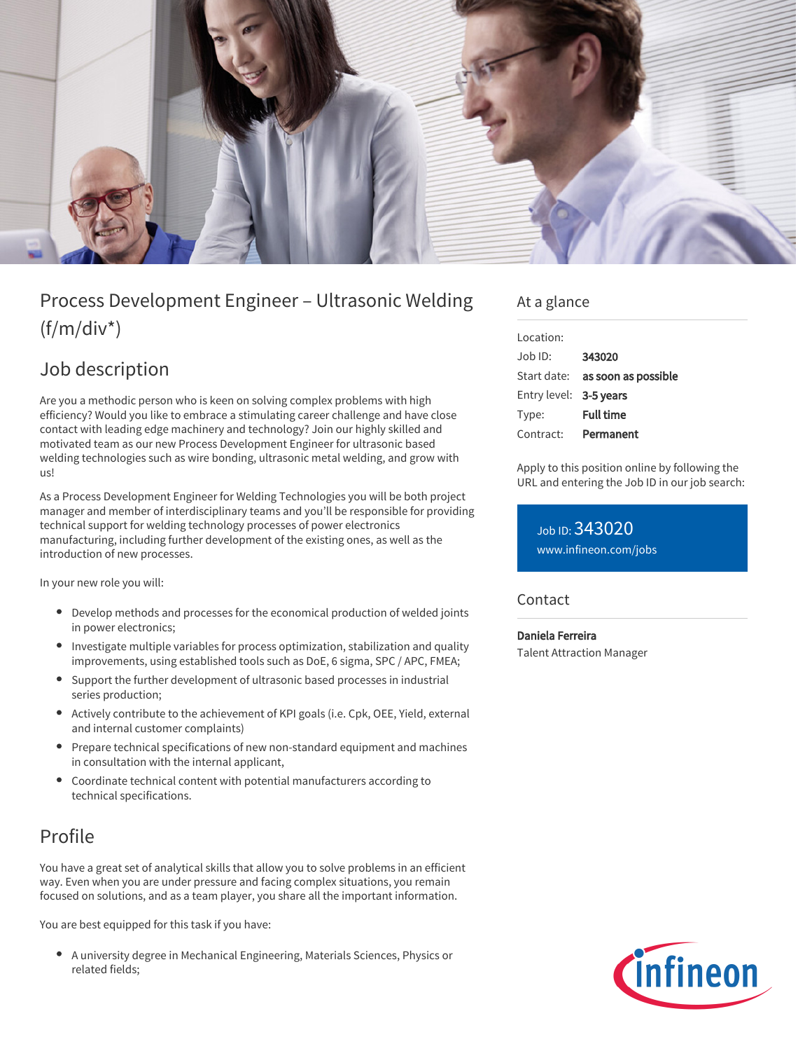# Process Development Engineer – Ultrasonic Welding (f/m/div*)

## Job description

Are you a methodic person who is keen on solving complex problems with high efficiency? Would you like to embrace a stimulating career challenge and have close contact with leading edge machinery and technology? Join our highly skilled and motivated team as our new Process Development Engineer for ultrasonic based welding technologies such as wire bonding, ultrasonic metal welding, and grow with us!

As a Process Development Engineer for Welding Technologies you will be both project manager and member of interdisciplinary teams and you'll be responsible for providing technical support for welding technology processes of power electronics manufacturing, including further development of the existing ones, as well as the introduction of new processes.

In your new role you will:

- Develop methods and processes for the economical production of welded joints in power electronics;
- Investigate multiple variables for process optimization, stabilization and quality improvements, using established tools such as DoE, 6 sigma, SPC / APC, FMEA;
- Support the further development of ultrasonic based processes in industrial series production;
- Actively contribute to the achievement of KPI goals (i.e. Cpk, OEE, Yield, external and internal customer complaints)
- Prepare technical specifications of new non-standard equipment and machines in consultation with the internal applicant,
- Coordinate technical content with potential manufacturers according to technical specifications.

## Profile

You have a great set of analytical skills that allow you to solve problems in an efficient way. Even when you are under pressure and facing complex situations, you remain focused on solutions, and as a team player, you share all the important information.

You are best equipped for this task if you have:

- A university degree in Mechanical Engineering, Materials Sciences, Physics or related fields;

## At a glance

| | |
|---|---|
| Location: | |
| Job ID: | **343020** |
| Start date: | **as soon as possible** |
| Entry level: | **3-5 years** |
| Type: | **Full time** |
| Contract: | **Permanent** |

Apply to this position online by following the URL and entering the Job ID in our job search:

Job ID: 343020
www.infineon.com/jobs

## Contact

**Daniela Ferreira**
Talent Attraction Manager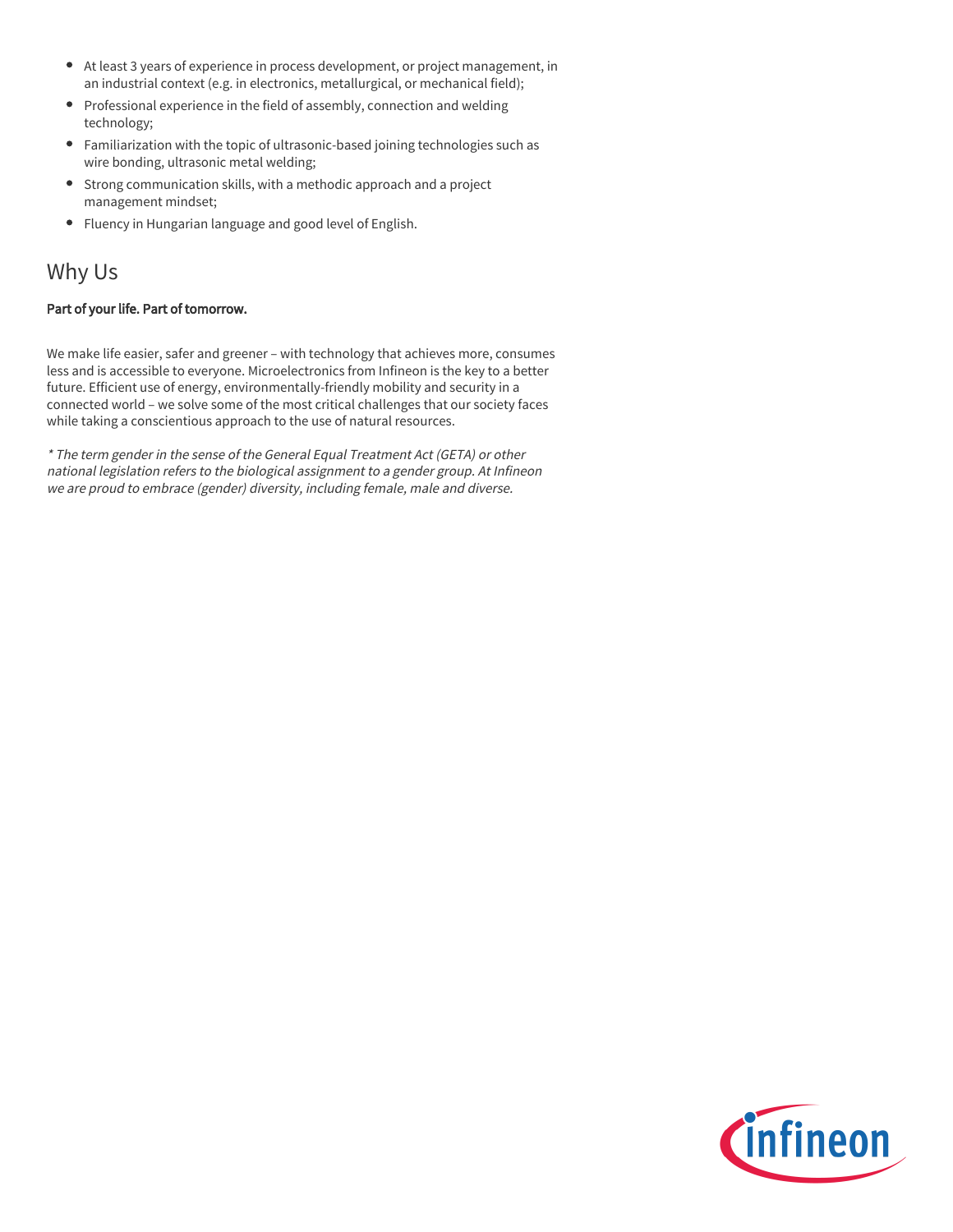- At least 3 years of experience in process development, or project management, in an industrial context (e.g. in electronics, metallurgical, or mechanical field);
- Professional experience in the field of assembly, connection and welding technology;
- Familiarization with the topic of ultrasonic-based joining technologies such as wire bonding, ultrasonic metal welding;
- Strong communication skills, with a methodic approach and a project management mindset;
- Fluency in Hungarian language and good level of English.

## Why Us

**Part of your life. Part of tomorrow.**

We make life easier, safer and greener – with technology that achieves more, consumes less and is accessible to everyone. Microelectronics from Infineon is the key to a better future. Efficient use of energy, environmentally-friendly mobility and security in a connected world – we solve some of the most critical challenges that our society faces while taking a conscientious approach to the use of natural resources.

*\* The term gender in the sense of the General Equal Treatment Act (GETA) or other national legislation refers to the biological assignment to a gender group. At Infineon we are proud to embrace (gender) diversity, including female, male and diverse.*